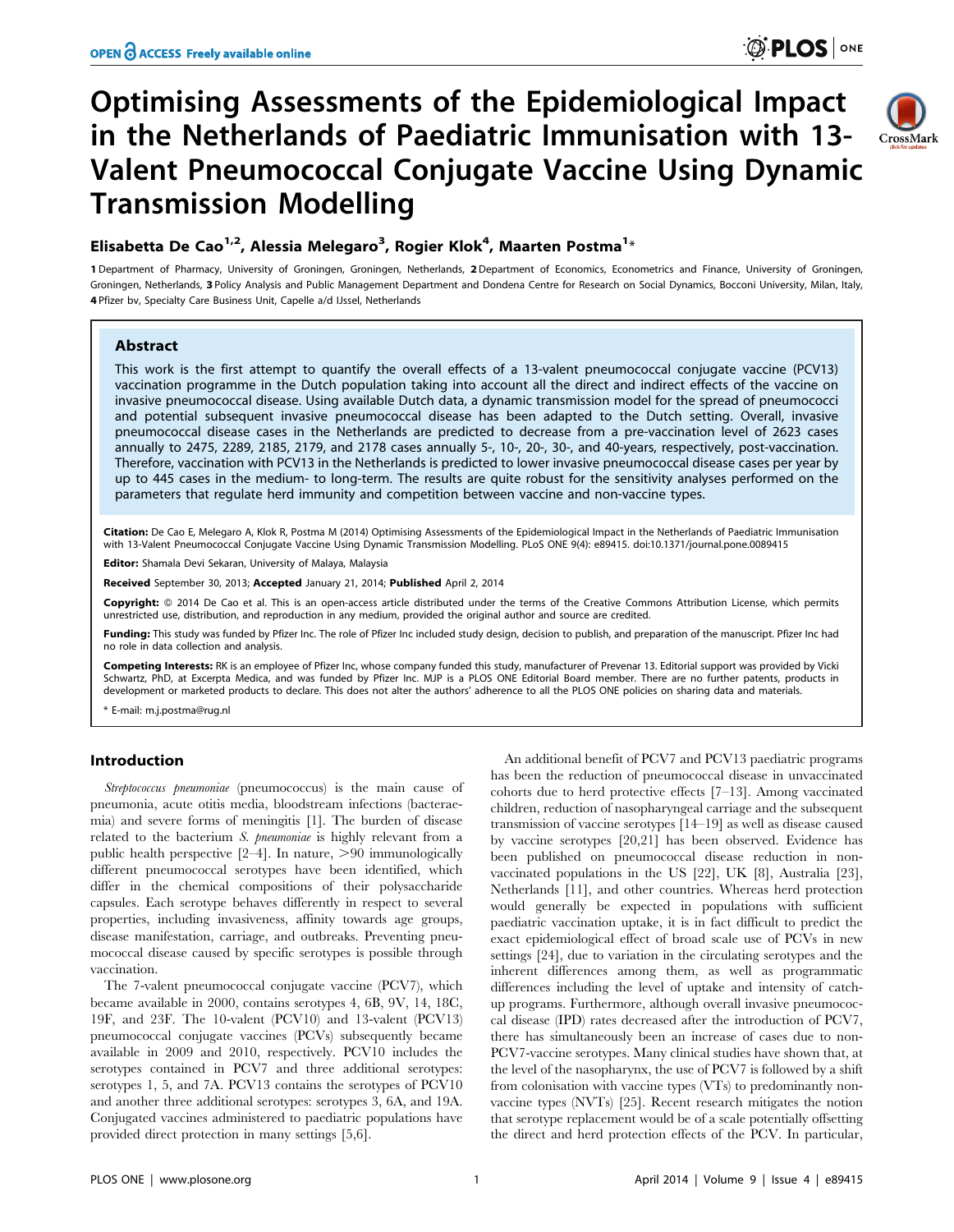# Optimising Assessments of the Epidemiological Impact in the Netherlands of Paediatric Immunisation with 13-Valent Pneumococcal Conjugate Vaccine Using Dynamic Transmission Modelling

**Elisabetta De Cao[1,2], Alessia Melegaro[3], Rogier Klok[4], Maarten Postma[1]***

1 Department of Pharmacy, University of Groningen, Groningen, Netherlands, 2 Department of Economics, Econometrics and Finance, University of Groningen, Groningen, Netherlands, 3 Policy Analysis and Public Management Department and Dondena Centre for Research on Social Dynamics, Bocconi University, Milan, Italy, 4 Pfizer bv, Specialty Care Business Unit, Capelle a/d IJssel, Netherlands

## Abstract

This work is the first attempt to quantify the overall effects of a 13-valent pneumococcal conjugate vaccine (PCV13) vaccination programme in the Dutch population taking into account all the direct and indirect effects of the vaccine on invasive pneumococcal disease. Using available Dutch data, a dynamic transmission model for the spread of pneumococci and potential subsequent invasive pneumococcal disease has been adapted to the Dutch setting. Overall, invasive pneumococcal disease cases in the Netherlands are predicted to decrease from a pre-vaccination level of 2623 cases annually to 2475, 2289, 2185, 2179, and 2178 cases annually 5-, 10-, 20-, 30-, and 40-years, respectively, post-vaccination. Therefore, vaccination with PCV13 in the Netherlands is predicted to lower invasive pneumococcal disease cases per year by up to 445 cases in the medium- to long-term. The results are quite robust for the sensitivity analyses performed on the parameters that regulate herd immunity and competition between vaccine and non-vaccine types.

**Citation:** De Cao E, Melegaro A, Klok R, Postma M (2014) Optimising Assessments of the Epidemiological Impact in the Netherlands of Paediatric Immunisation with 13-Valent Pneumococcal Conjugate Vaccine Using Dynamic Transmission Modelling. PLoS ONE 9(4): e89415. doi:10.1371/journal.pone.0089415

**Editor:** Shamala Devi Sekaran, University of Malaya, Malaysia

**Received** September 30, 2013; **Accepted** January 21, 2014; **Published** April 2, 2014

**Copyright:** © 2014 De Cao et al. This is an open-access article distributed under the terms of the Creative Commons Attribution License, which permits unrestricted use, distribution, and reproduction in any medium, provided the original author and source are credited.

**Funding:** This study was funded by Pfizer Inc. The role of Pfizer Inc included study design, decision to publish, and preparation of the manuscript. Pfizer Inc had no role in data collection and analysis.

**Competing Interests:** RK is an employee of Pfizer Inc, whose company funded this study, manufacturer of Prevenar 13. Editorial support was provided by Vicki Schwartz, PhD, at Excerpta Medica, and was funded by Pfizer Inc. MJP is a PLOS ONE Editorial Board member. There are no further patents, products in development or marketed products to declare. This does not alter the authors' adherence to all the PLOS ONE policies on sharing data and materials.

* E-mail: m.j.postma@rug.nl

## Introduction

*Streptococcus pneumoniae* (pneumococcus) is the main cause of pneumonia, acute otitis media, bloodstream infections (bacteraemia) and severe forms of meningitis [1]. The burden of disease related to the bacterium *S. pneumoniae* is highly relevant from a public health perspective [2–4]. In nature, >90 immunologically different pneumococcal serotypes have been identified, which differ in the chemical compositions of their polysaccharide capsules. Each serotype behaves differently in respect to several properties, including invasiveness, affinity towards age groups, disease manifestation, carriage, and outbreaks. Preventing pneumococcal disease caused by specific serotypes is possible through vaccination.

The 7-valent pneumococcal conjugate vaccine (PCV7), which became available in 2000, contains serotypes 4, 6B, 9V, 14, 18C, 19F, and 23F. The 10-valent (PCV10) and 13-valent (PCV13) pneumococcal conjugate vaccines (PCVs) subsequently became available in 2009 and 2010, respectively. PCV10 includes the serotypes contained in PCV7 and three additional serotypes: serotypes 1, 5, and 7A. PCV13 contains the serotypes of PCV10 and another three additional serotypes: serotypes 3, 6A, and 19A. Conjugated vaccines administered to paediatric populations have provided direct protection in many settings [5,6].

An additional benefit of PCV7 and PCV13 paediatric programs has been the reduction of pneumococcal disease in unvaccinated cohorts due to herd protective effects [7–13]. Among vaccinated children, reduction of nasopharyngeal carriage and the subsequent transmission of vaccine serotypes [14–19] as well as disease caused by vaccine serotypes [20,21] has been observed. Evidence has been published on pneumococcal disease reduction in non-vaccinated populations in the US [22], UK [8], Australia [23], Netherlands [11], and other countries. Whereas herd protection would generally be expected in populations with sufficient paediatric vaccination uptake, it is in fact difficult to predict the exact epidemiological effect of broad scale use of PCVs in new settings [24], due to variation in the circulating serotypes and the inherent differences among them, as well as programmatic differences including the level of uptake and intensity of catch-up programs. Furthermore, although overall invasive pneumococcal disease (IPD) rates decreased after the introduction of PCV7, there has simultaneously been an increase of cases due to non-PCV7-vaccine serotypes. Many clinical studies have shown that, at the level of the nasopharynx, the use of PCV7 is followed by a shift from colonisation with vaccine types (VTs) to predominantly non-vaccine types (NVTs) [25]. Recent research mitigates the notion that serotype replacement would be of a scale potentially offsetting the direct and herd protection effects of the PCV. In particular,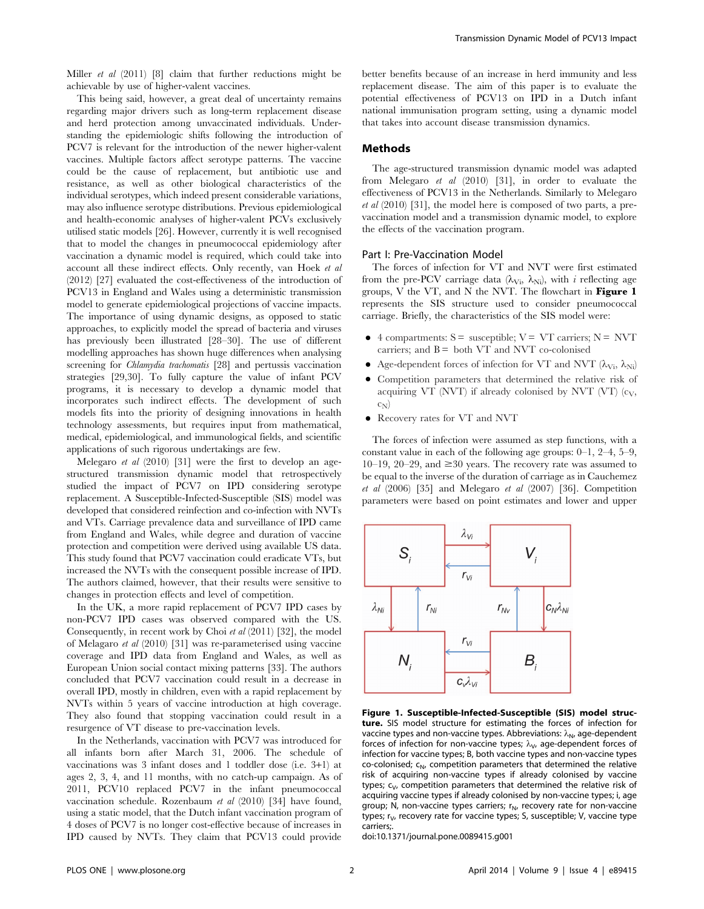Miller *et al* (2011) [8] claim that further reductions might be achievable by use of higher-valent vaccines.

This being said, however, a great deal of uncertainty remains regarding major drivers such as long-term replacement disease and herd protection among unvaccinated individuals. Understanding the epidemiologic shifts following the introduction of PCV7 is relevant for the introduction of the newer higher-valent vaccines. Multiple factors affect serotype patterns. The vaccine could be the cause of replacement, but antibiotic use and resistance, as well as other biological characteristics of the individual serotypes, which indeed present considerable variations, may also influence serotype distributions. Previous epidemiological and health-economic analyses of higher-valent PCVs exclusively utilised static models [26]. However, currently it is well recognised that to model the changes in pneumococcal epidemiology after vaccination a dynamic model is required, which could take into account all these indirect effects. Only recently, van Hoek *et al* (2012) [27] evaluated the cost-effectiveness of the introduction of PCV13 in England and Wales using a deterministic transmission model to generate epidemiological projections of vaccine impacts. The importance of using dynamic designs, as opposed to static approaches, to explicitly model the spread of bacteria and viruses has previously been illustrated [28–30]. The use of different modelling approaches has shown huge differences when analysing screening for *Chlamydia trachomatis* [28] and pertussis vaccination strategies [29,30]. To fully capture the value of infant PCV programs, it is necessary to develop a dynamic model that incorporates such indirect effects. The development of such models fits into the priority of designing innovations in health technology assessments, but requires input from mathematical, medical, epidemiological, and immunological fields, and scientific applications of such rigorous undertakings are few.

Melegaro *et al* (2010) [31] were the first to develop an age-structured transmission dynamic model that retrospectively studied the impact of PCV7 on IPD considering serotype replacement. A Susceptible-Infected-Susceptible (SIS) model was developed that considered reinfection and co-infection with NVTs and VTs. Carriage prevalence data and surveillance of IPD came from England and Wales, while degree and duration of vaccine protection and competition were derived using available US data. This study found that PCV7 vaccination could eradicate VTs, but increased the NVTs with the consequent possible increase of IPD. The authors claimed, however, that their results were sensitive to changes in protection effects and level of competition.

In the UK, a more rapid replacement of PCV7 IPD cases by non-PCV7 IPD cases was observed compared with the US. Consequently, in recent work by Choi *et al* (2011) [32], the model of Melagaro *et al* (2010) [31] was re-parameterised using vaccine coverage and IPD data from England and Wales, as well as European Union social contact mixing patterns [33]. The authors concluded that PCV7 vaccination could result in a decrease in overall IPD, mostly in children, even with a rapid replacement by NVTs within 5 years of vaccine introduction at high coverage. They also found that stopping vaccination could result in a resurgence of VT disease to pre-vaccination levels.

In the Netherlands, vaccination with PCV7 was introduced for all infants born after March 31, 2006. The schedule of vaccinations was 3 infant doses and 1 toddler dose (i.e. 3+1) at ages 2, 3, 4, and 11 months, with no catch-up campaign. As of 2011, PCV10 replaced PCV7 in the infant pneumococcal vaccination schedule. Rozenbaum *et al* (2010) [34] have found, using a static model, that the Dutch infant vaccination program of 4 doses of PCV7 is no longer cost-effective because of increases in IPD caused by NVTs. They claim that PCV13 could provide better benefits because of an increase in herd immunity and less replacement disease. The aim of this paper is to evaluate the potential effectiveness of PCV13 on IPD in a Dutch infant national immunisation program setting, using a dynamic model that takes into account disease transmission dynamics.

## Methods

The age-structured transmission dynamic model was adapted from Melegaro *et al* (2010) [31], in order to evaluate the effectiveness of PCV13 in the Netherlands. Similarly to Melegaro *et al* (2010) [31], the model here is composed of two parts, a pre-vaccination model and a transmission dynamic model, to explore the effects of the vaccination program.

### Part I: Pre-Vaccination Model

The forces of infection for VT and NVT were first estimated from the pre-PCV carriage data ($\lambda_{Vi}$, $\lambda_{Ni}$), with $i$ reflecting age groups, V the VT, and N the NVT. The flowchart in **Figure 1** represents the SIS structure used to consider pneumococcal carriage. Briefly, the characteristics of the SIS model were:

- 4 compartments: S = susceptible; V = VT carriers; N = NVT carriers; and B = both VT and NVT co-colonised
- Age-dependent forces of infection for VT and NVT ($\lambda_{Vi}$, $\lambda_{Ni}$)
- Competition parameters that determined the relative risk of acquiring VT (NVT) if already colonised by NVT (VT) ($c_V$, $c_N$)
- Recovery rates for VT and NVT

The forces of infection were assumed as step functions, with a constant value in each of the following age groups: 0–1, 2–4, 5–9, 10–19, 20–29, and ≥30 years. The recovery rate was assumed to be equal to the inverse of the duration of carriage as in Cauchemez *et al* (2006) [35] and Melegaro *et al* (2007) [36]. Competition parameters were based on point estimates and lower and upper

**Figure 1. Susceptible-Infected-Susceptible (SIS) model structure.** SIS model structure for estimating the forces of infection for vaccine types and non-vaccine types. Abbreviations: $\lambda_N$, age-dependent forces of infection for non-vaccine types; $\lambda_V$, age-dependent forces of infection for vaccine types; B, both vaccine types and non-vaccine types co-colonised; $c_N$, competition parameters that determined the relative risk of acquiring non-vaccine types if already colonised by vaccine types; $c_V$, competition parameters that determined the relative risk of acquiring vaccine types if already colonised by non-vaccine types; i, age group; N, non-vaccine types carriers; $r_N$, recovery rate for non-vaccine types; $r_V$, recovery rate for vaccine types; S, susceptible; V, vaccine type carriers;.
doi:10.1371/journal.pone.0089415.g001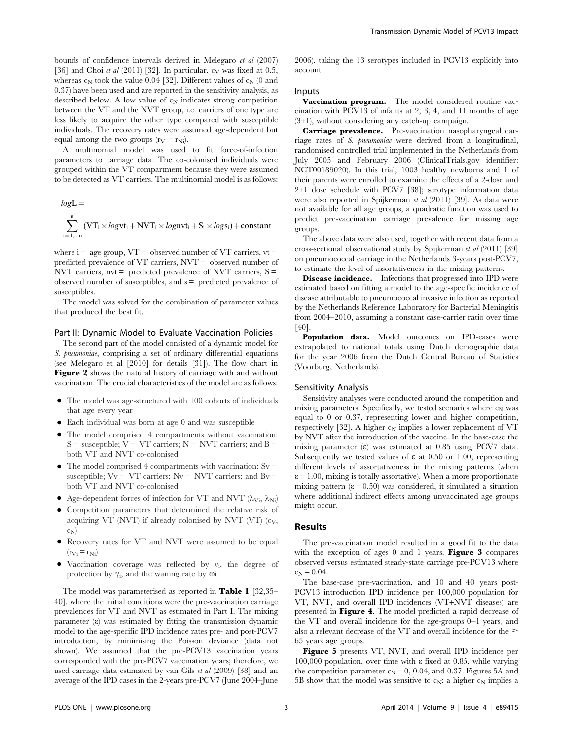bounds of confidence intervals derived in Melegaro *et al* (2007) [36] and Choi *et al* (2011) [32]. In particular, $c_V$ was fixed at 0.5, whereas $c_N$ took the value 0.04 [32]. Different values of $c_N$ (0 and 0.37) have been used and are reported in the sensitivity analysis, as described below. A low value of $c_N$ indicates strong competition between the VT and the NVT group, i.e. carriers of one type are less likely to acquire the other type compared with susceptible individuals. The recovery rates were assumed age-dependent but equal among the two groups ($r_{Vi} = r_{Ni}$).

A multinomial model was used to fit force-of-infection parameters to carriage data. The co-colonised individuals were grouped within the VT compartment because they were assumed to be detected as VT carriers. The multinomial model is as follows:

$$logL = \sum_{i=1,\ldots n}^{n} (VT_i \times log vt_i + NVT_i \times log nvt_i + S_i \times log s_i) + \text{constant}$$

where i = age group, VT = observed number of VT carriers, vt = predicted prevalence of VT carriers, NVT = observed number of NVT carriers, nvt = predicted prevalence of NVT carriers, S = observed number of susceptibles, and s = predicted prevalence of susceptibles.

The model was solved for the combination of parameter values that produced the best fit.

### Part II: Dynamic Model to Evaluate Vaccination Policies

The second part of the model consisted of a dynamic model for *S. pneumoniae*, comprising a set of ordinary differential equations (see Melegaro et al [2010] for details [31]). The flow chart in **Figure 2** shows the natural history of carriage with and without vaccination. The crucial characteristics of the model are as follows:

- The model was age-structured with 100 cohorts of individuals that age every year
- Each individual was born at age 0 and was susceptible
- The model comprised 4 compartments without vaccination: S = susceptible; V = VT carriers; N = NVT carriers; and B = both VT and NVT co-colonised
- The model comprised 4 compartments with vaccination: Sv = susceptible; Vv = VT carriers; Nv = NVT carriers; and Bv = both VT and NVT co-colonised
- Age-dependent forces of infection for VT and NVT ($\lambda_{Vi}$, $\lambda_{Ni}$)
- Competition parameters that determined the relative risk of acquiring VT (NVT) if already colonised by NVT (VT) ($c_V$, $c_N$)
- Recovery rates for VT and NVT were assumed to be equal ($r_{Vi} = r_{Ni}$)
- Vaccination coverage was reflected by $v_i$, the degree of protection by $\gamma_i$, and the waning rate by $\omega i$

The model was parameterised as reported in **Table 1** [32,35–40], where the initial conditions were the pre-vaccination carriage prevalences for VT and NVT as estimated in Part I. The mixing parameter ($\varepsilon$) was estimated by fitting the transmission dynamic model to the age-specific IPD incidence rates pre- and post-PCV7 introduction, by minimising the Poisson deviance (data not shown). We assumed that the pre-PCV13 vaccination years corresponded with the pre-PCV7 vaccination years; therefore, we used carriage data estimated by van Gils *et al* (2009) [38] and an average of the IPD cases in the 2-years pre-PCV7 (June 2004–June 2006), taking the 13 serotypes included in PCV13 explicitly into account.

### Inputs

**Vaccination program.** The model considered routine vaccination with PCV13 of infants at 2, 3, 4, and 11 months of age (3+1), without considering any catch-up campaign.

**Carriage prevalence.** Pre-vaccination nasopharyngeal carriage rates of *S. pneumoniae* were derived from a longitudinal, randomised controlled trial implemented in the Netherlands from July 2005 and February 2006 (ClinicalTrials.gov identifier: NCT00189020). In this trial, 1003 healthy newborns and 1 of their parents were enrolled to examine the effects of a 2-dose and 2+1 dose schedule with PCV7 [38]; serotype information data were also reported in Spijkerman *et al* (2011) [39]. As data were not available for all age groups, a quadratic function was used to predict pre-vaccination carriage prevalence for missing age groups.

The above data were also used, together with recent data from a cross-sectional observational study by Spijkerman *et al* (2011) [39] on pneumococcal carriage in the Netherlands 3-years post-PCV7, to estimate the level of assortativeness in the mixing patterns.

**Disease incidence.** Infections that progressed into IPD were estimated based on fitting a model to the age-specific incidence of disease attributable to pneumococcal invasive infection as reported by the Netherlands Reference Laboratory for Bacterial Meningitis from 2004–2010, assuming a constant case-carrier ratio over time [40].

**Population data.** Model outcomes on IPD-cases were extrapolated to national totals using Dutch demographic data for the year 2006 from the Dutch Central Bureau of Statistics (Voorburg, Netherlands).

### Sensitivity Analysis

Sensitivity analyses were conducted around the competition and mixing parameters. Specifically, we tested scenarios where $c_N$ was equal to 0 or 0.37, representing lower and higher competition, respectively [32]. A higher $c_N$ implies a lower replacement of VT by NVT after the introduction of the vaccine. In the base-case the mixing parameter ($\varepsilon$) was estimated at 0.85 using PCV7 data. Subsequently we tested values of $\varepsilon$ at 0.50 or 1.00, representing different levels of assortativeness in the mixing patterns (when $\varepsilon = 1.00$, mixing is totally assortative). When a more proportionate mixing pattern ($\varepsilon = 0.50$) was considered, it simulated a situation where additional indirect effects among unvaccinated age groups might occur.

## Results

The pre-vaccination model resulted in a good fit to the data with the exception of ages 0 and 1 years. **Figure 3** compares observed versus estimated steady-state carriage pre-PCV13 where $c_N = 0.04$.

The base-case pre-vaccination, and 10 and 40 years post-PCV13 introduction IPD incidence per 100,000 population for VT, NVT, and overall IPD incidences (VT+NVT diseases) are presented in **Figure 4**. The model predicted a rapid decrease of the VT and overall incidence for the age-groups 0–1 years, and also a relevant decrease of the VT and overall incidence for the ≥ 65 years age groups.

**Figure 5** presents VT, NVT, and overall IPD incidence per 100,000 population, over time with $\varepsilon$ fixed at 0.85, while varying the competition parameter $c_N = 0$, 0.04, and 0.37. Figures 5A and 5B show that the model was sensitive to $c_N$; a higher $c_N$ implies a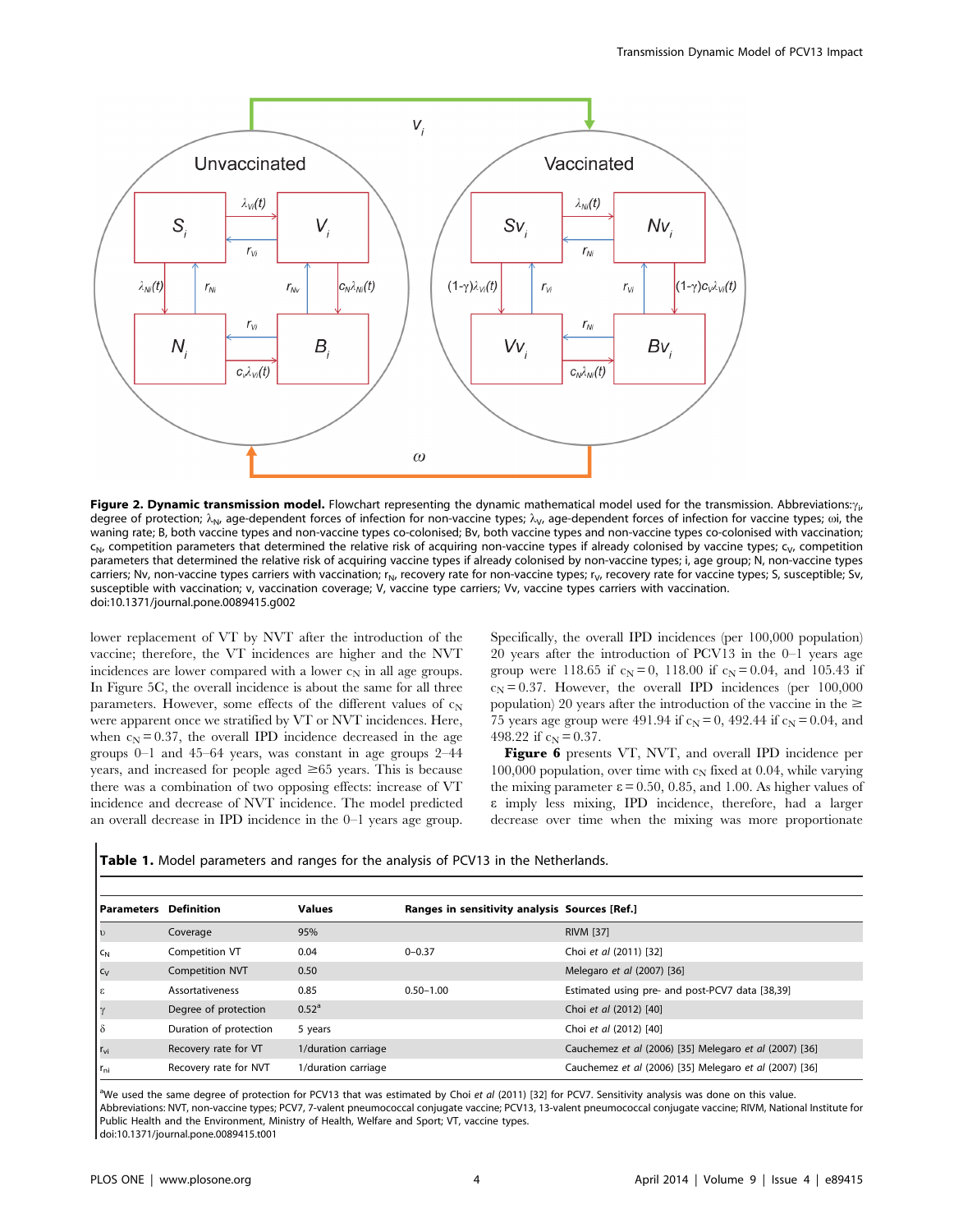**Figure 2. Dynamic transmission model.** Flowchart representing the dynamic mathematical model used for the transmission. Abbreviations: $\gamma_i$, degree of protection; $\lambda_N$, age-dependent forces of infection for non-vaccine types; $\lambda_V$, age-dependent forces of infection for vaccine types; $\omega$i, the waning rate; B, both vaccine types and non-vaccine types co-colonised; Bv, both vaccine types and non-vaccine types co-colonised with vaccination; $c_N$, competition parameters that determined the relative risk of acquiring non-vaccine types if already colonised by vaccine types; $c_V$, competition parameters that determined the relative risk of acquiring vaccine types if already colonised by non-vaccine types; i, age group; N, non-vaccine types carriers; Nv, non-vaccine types carriers with vaccination; $r_N$, recovery rate for non-vaccine types; $r_V$, recovery rate for vaccine types; S, susceptible; Sv, susceptible with vaccination; v, vaccination coverage; V, vaccine type carriers; Vv, vaccine types carriers with vaccination.
doi:10.1371/journal.pone.0089415.g002

lower replacement of VT by NVT after the introduction of the vaccine; therefore, the VT incidences are higher and the NVT incidences are lower compared with a lower $c_N$ in all age groups. In Figure 5C, the overall incidence is about the same for all three parameters. However, some effects of the different values of $c_N$ were apparent once we stratified by VT or NVT incidences. Here, when $c_N = 0.37$, the overall IPD incidence decreased in the age groups 0–1 and 45–64 years, was constant in age groups 2–44 years, and increased for people aged ≥65 years. This is because there was a combination of two opposing effects: increase of VT incidence and decrease of NVT incidence. The model predicted an overall decrease in IPD incidence in the 0–1 years age group. Specifically, the overall IPD incidences (per 100,000 population) 20 years after the introduction of PCV13 in the 0–1 years age group were 118.65 if $c_N = 0$, 118.00 if $c_N = 0.04$, and 105.43 if $c_N = 0.37$. However, the overall IPD incidences (per 100,000 population) 20 years after the introduction of the vaccine in the ≥ 75 years age group were 491.94 if $c_N = 0$, 492.44 if $c_N = 0.04$, and 498.22 if $c_N = 0.37$.

**Figure 6** presents VT, NVT, and overall IPD incidence per 100,000 population, over time with $c_N$ fixed at 0.04, while varying the mixing parameter $\varepsilon = 0.50$, 0.85, and 1.00. As higher values of $\varepsilon$ imply less mixing, IPD incidence, therefore, had a larger decrease over time when the mixing was more proportionate

**Table 1.** Model parameters and ranges for the analysis of PCV13 in the Netherlands.

| Parameters | Definition | Values | Ranges in sensitivity analysis | Sources [Ref.] |
|---|---|---|---|---|
| $\upsilon$ | Coverage | 95% | | RIVM [37] |
| $c_N$ | Competition VT | 0.04 | 0–0.37 | Choi *et al* (2011) [32] |
| $c_V$ | Competition NVT | 0.50 | | Melegaro *et al* (2007) [36] |
| $\varepsilon$ | Assortativeness | 0.85 | 0.50–1.00 | Estimated using pre- and post-PCV7 data [38,39] |
| $\gamma$ | Degree of protection | 0.52[a] | | Choi *et al* (2012) [40] |
| $\delta$ | Duration of protection | 5 years | | Choi *et al* (2012) [40] |
| $r_{vi}$ | Recovery rate for VT | 1/duration carriage | | Cauchemez *et al* (2006) [35] Melegaro *et al* (2007) [36] |
| $r_{ni}$ | Recovery rate for NVT | 1/duration carriage | | Cauchemez *et al* (2006) [35] Melegaro *et al* (2007) [36] |

[a]We used the same degree of protection for PCV13 that was estimated by Choi *et al* (2011) [32] for PCV7. Sensitivity analysis was done on this value.
Abbreviations: NVT, non-vaccine types; PCV7, 7-valent pneumococcal conjugate vaccine; PCV13, 13-valent pneumococcal conjugate vaccine; RIVM, National Institute for Public Health and the Environment, Ministry of Health, Welfare and Sport; VT, vaccine types.
doi:10.1371/journal.pone.0089415.t001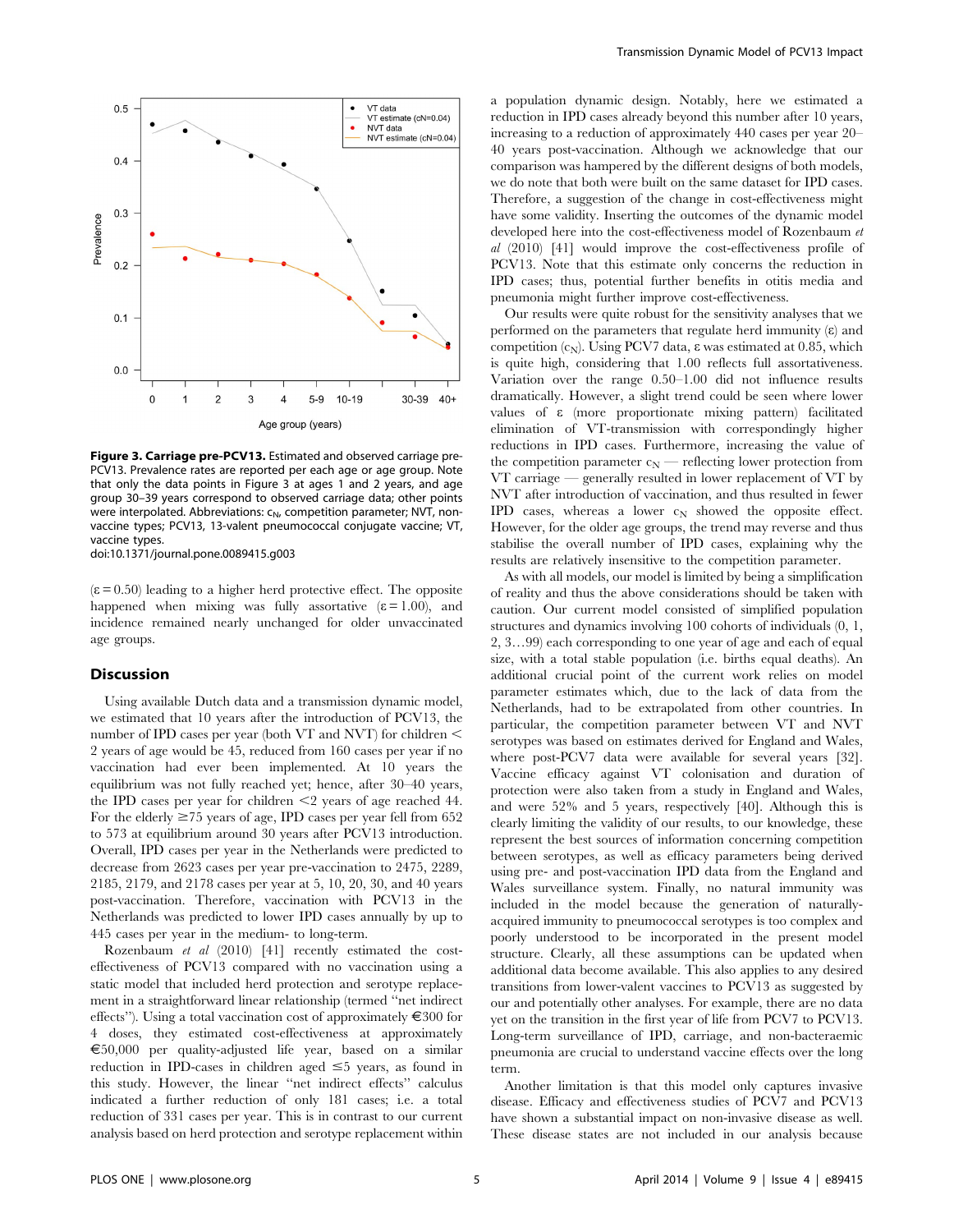Figure 3. Carriage pre-PCV13. Estimated and observed carriage pre-PCV13. Prevalence rates are reported per each age or age group. Note that only the data points in Figure 3 at ages 1 and 2 years, and age group 30–39 years correspond to observed carriage data; other points were interpolated. Abbreviations: $c_N$, competition parameter; NVT, non-vaccine types; PCV13, 13-valent pneumococcal conjugate vaccine; VT, vaccine types.
doi:10.1371/journal.pone.0089415.g003

($\varepsilon = 0.50$) leading to a higher herd protective effect. The opposite happened when mixing was fully assortative ($\varepsilon = 1.00$), and incidence remained nearly unchanged for older unvaccinated age groups.

## Discussion

Using available Dutch data and a transmission dynamic model, we estimated that 10 years after the introduction of PCV13, the number of IPD cases per year (both VT and NVT) for children < 2 years of age would be 45, reduced from 160 cases per year if no vaccination had ever been implemented. At 10 years the equilibrium was not fully reached yet; hence, after 30–40 years, the IPD cases per year for children <2 years of age reached 44. For the elderly ≥75 years of age, IPD cases per year fell from 652 to 573 at equilibrium around 30 years after PCV13 introduction. Overall, IPD cases per year in the Netherlands were predicted to decrease from 2623 cases per year pre-vaccination to 2475, 2289, 2185, 2179, and 2178 cases per year at 5, 10, 20, 30, and 40 years post-vaccination. Therefore, vaccination with PCV13 in the Netherlands was predicted to lower IPD cases annually by up to 445 cases per year in the medium- to long-term.

Rozenbaum *et al* (2010) [41] recently estimated the cost-effectiveness of PCV13 compared with no vaccination using a static model that included herd protection and serotype replacement in a straightforward linear relationship (termed "net indirect effects"). Using a total vaccination cost of approximately €300 for 4 doses, they estimated cost-effectiveness at approximately €50,000 per quality-adjusted life year, based on a similar reduction in IPD-cases in children aged ≤5 years, as found in this study. However, the linear "net indirect effects" calculus indicated a further reduction of only 181 cases; i.e. a total reduction of 331 cases per year. This is in contrast to our current analysis based on herd protection and serotype replacement within a population dynamic design. Notably, here we estimated a reduction in IPD cases already beyond this number after 10 years, increasing to a reduction of approximately 440 cases per year 20–40 years post-vaccination. Although we acknowledge that our comparison was hampered by the different designs of both models, we do note that both were built on the same dataset for IPD cases. Therefore, a suggestion of the change in cost-effectiveness might have some validity. Inserting the outcomes of the dynamic model developed here into the cost-effectiveness model of Rozenbaum *et al* (2010) [41] would improve the cost-effectiveness profile of PCV13. Note that this estimate only concerns the reduction in IPD cases; thus, potential further benefits in otitis media and pneumonia might further improve cost-effectiveness.

Our results were quite robust for the sensitivity analyses that we performed on the parameters that regulate herd immunity ($\varepsilon$) and competition ($c_N$). Using PCV7 data, $\varepsilon$ was estimated at 0.85, which is quite high, considering that 1.00 reflects full assortativeness. Variation over the range 0.50–1.00 did not influence results dramatically. However, a slight trend could be seen where lower values of $\varepsilon$ (more proportionate mixing pattern) facilitated elimination of VT-transmission with correspondingly higher reductions in IPD cases. Furthermore, increasing the value of the competition parameter $c_N$ — reflecting lower protection from VT carriage — generally resulted in lower replacement of VT by NVT after introduction of vaccination, and thus resulted in fewer IPD cases, whereas a lower $c_N$ showed the opposite effect. However, for the older age groups, the trend may reverse and thus stabilise the overall number of IPD cases, explaining why the results are relatively insensitive to the competition parameter.

As with all models, our model is limited by being a simplification of reality and thus the above considerations should be taken with caution. Our current model consisted of simplified population structures and dynamics involving 100 cohorts of individuals (0, 1, 2, 3…99) each corresponding to one year of age and each of equal size, with a total stable population (i.e. births equal deaths). An additional crucial point of the current work relies on model parameter estimates which, due to the lack of data from the Netherlands, had to be extrapolated from other countries. In particular, the competition parameter between VT and NVT serotypes was based on estimates derived for England and Wales, where post-PCV7 data were available for several years [32]. Vaccine efficacy against VT colonisation and duration of protection were also taken from a study in England and Wales, and were 52% and 5 years, respectively [40]. Although this is clearly limiting the validity of our results, to our knowledge, these represent the best sources of information concerning competition between serotypes, as well as efficacy parameters being derived using pre- and post-vaccination IPD data from the England and Wales surveillance system. Finally, no natural immunity was included in the model because the generation of naturally-acquired immunity to pneumococcal serotypes is too complex and poorly understood to be incorporated in the present model structure. Clearly, all these assumptions can be updated when additional data become available. This also applies to any desired transitions from lower-valent vaccines to PCV13 as suggested by our and potentially other analyses. For example, there are no data yet on the transition in the first year of life from PCV7 to PCV13. Long-term surveillance of IPD, carriage, and non-bacteraemic pneumonia are crucial to understand vaccine effects over the long term.

Another limitation is that this model only captures invasive disease. Efficacy and effectiveness studies of PCV7 and PCV13 have shown a substantial impact on non-invasive disease as well. These disease states are not included in our analysis because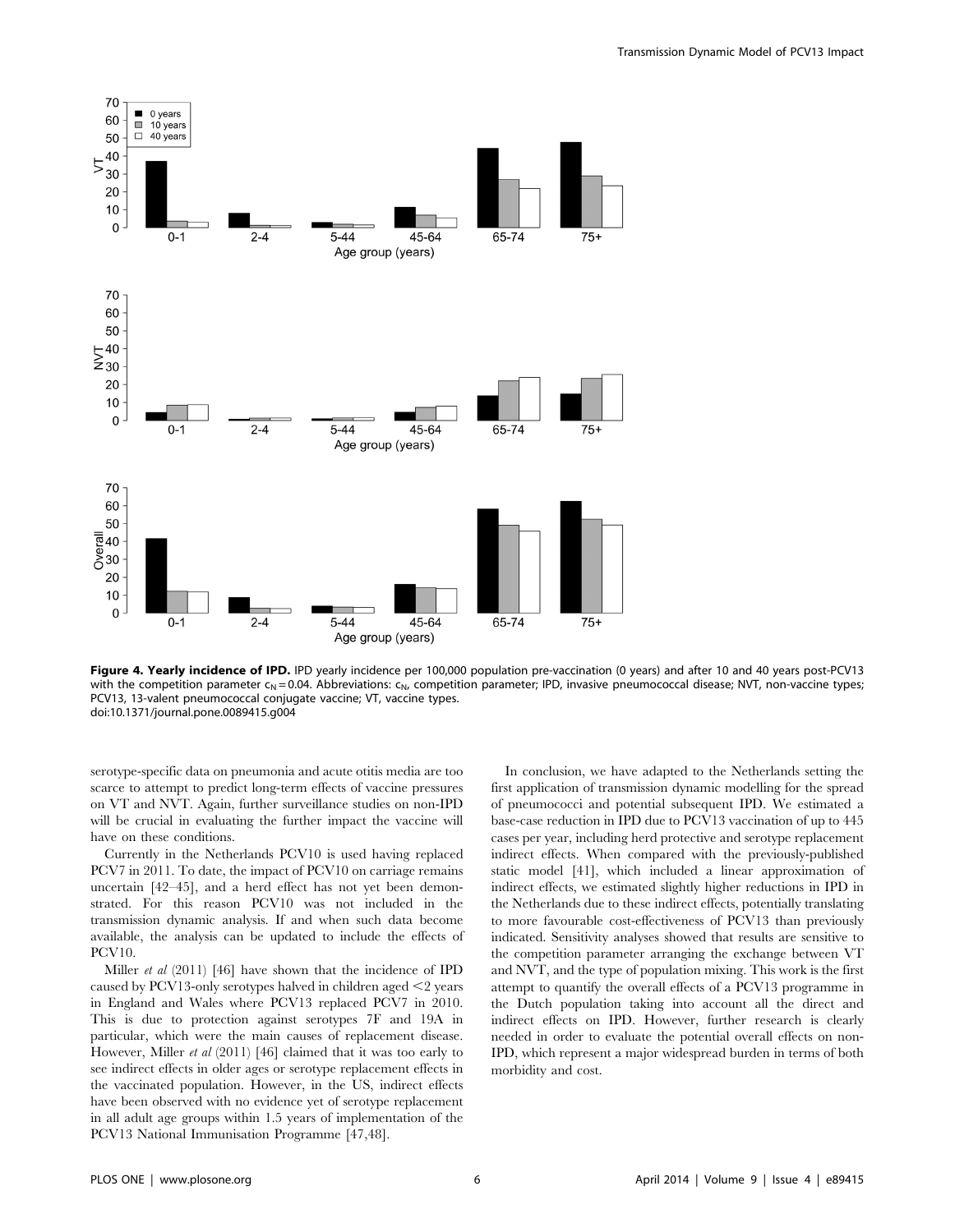**Figure 4. Yearly incidence of IPD.** IPD yearly incidence per 100,000 population pre-vaccination (0 years) and after 10 and 40 years post-PCV13 with the competition parameter $c_N = 0.04$. Abbreviations: $c_N$, competition parameter; IPD, invasive pneumococcal disease; NVT, non-vaccine types; PCV13, 13-valent pneumococcal conjugate vaccine; VT, vaccine types.
doi:10.1371/journal.pone.0089415.g004

serotype-specific data on pneumonia and acute otitis media are too scarce to attempt to predict long-term effects of vaccine pressures on VT and NVT. Again, further surveillance studies on non-IPD will be crucial in evaluating the further impact the vaccine will have on these conditions.

Currently in the Netherlands PCV10 is used having replaced PCV7 in 2011. To date, the impact of PCV10 on carriage remains uncertain [42–45], and a herd effect has not yet been demonstrated. For this reason PCV10 was not included in the transmission dynamic analysis. If and when such data become available, the analysis can be updated to include the effects of PCV10.

Miller *et al* (2011) [46] have shown that the incidence of IPD caused by PCV13-only serotypes halved in children aged <2 years in England and Wales where PCV13 replaced PCV7 in 2010. This is due to protection against serotypes 7F and 19A in particular, which were the main causes of replacement disease. However, Miller *et al* (2011) [46] claimed that it was too early to see indirect effects in older ages or serotype replacement effects in the vaccinated population. However, in the US, indirect effects have been observed with no evidence yet of serotype replacement in all adult age groups within 1.5 years of implementation of the PCV13 National Immunisation Programme [47,48].

In conclusion, we have adapted to the Netherlands setting the first application of transmission dynamic modelling for the spread of pneumococci and potential subsequent IPD. We estimated a base-case reduction in IPD due to PCV13 vaccination of up to 445 cases per year, including herd protective and serotype replacement indirect effects. When compared with the previously-published static model [41], which included a linear approximation of indirect effects, we estimated slightly higher reductions in IPD in the Netherlands due to these indirect effects, potentially translating to more favourable cost-effectiveness of PCV13 than previously indicated. Sensitivity analyses showed that results are sensitive to the competition parameter arranging the exchange between VT and NVT, and the type of population mixing. This work is the first attempt to quantify the overall effects of a PCV13 programme in the Dutch population taking into account all the direct and indirect effects on IPD. However, further research is clearly needed in order to evaluate the potential overall effects on non-IPD, which represent a major widespread burden in terms of both morbidity and cost.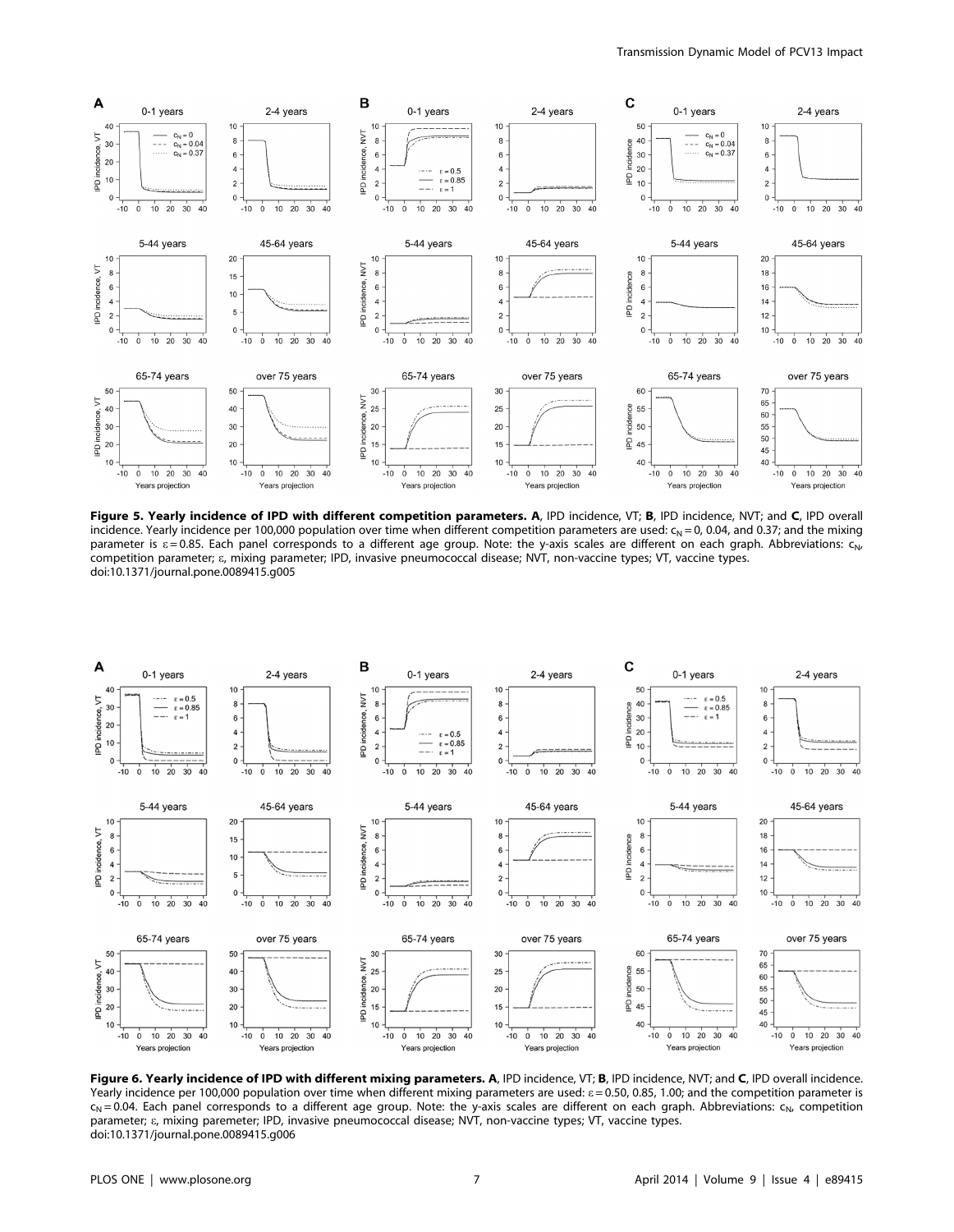**Figure 5. Yearly incidence of IPD with different competition parameters.** **A**, IPD incidence, VT; **B**, IPD incidence, NVT; and **C**, IPD overall incidence. Yearly incidence per 100,000 population over time when different competition parameters are used: $c_N = 0$, 0.04, and 0.37; and the mixing parameter is $\varepsilon = 0.85$. Each panel corresponds to a different age group. Note: the y-axis scales are different on each graph. Abbreviations: $c_N$, competition parameter; ε, mixing parameter; IPD, invasive pneumococcal disease; NVT, non-vaccine types; VT, vaccine types.
doi:10.1371/journal.pone.0089415.g005

**Figure 6. Yearly incidence of IPD with different mixing parameters.** **A**, IPD incidence, VT; **B**, IPD incidence, NVT; and **C**, IPD overall incidence. Yearly incidence per 100,000 population over time when different mixing parameters are used: $\varepsilon = 0.50$, 0.85, 1.00; and the competition parameter is $c_N = 0.04$. Each panel corresponds to a different age group. Note: the y-axis scales are different on each graph. Abbreviations: $c_N$, competition parameter; ε, mixing paremeter; IPD, invasive pneumococcal disease; NVT, non-vaccine types; VT, vaccine types.
doi:10.1371/journal.pone.0089415.g006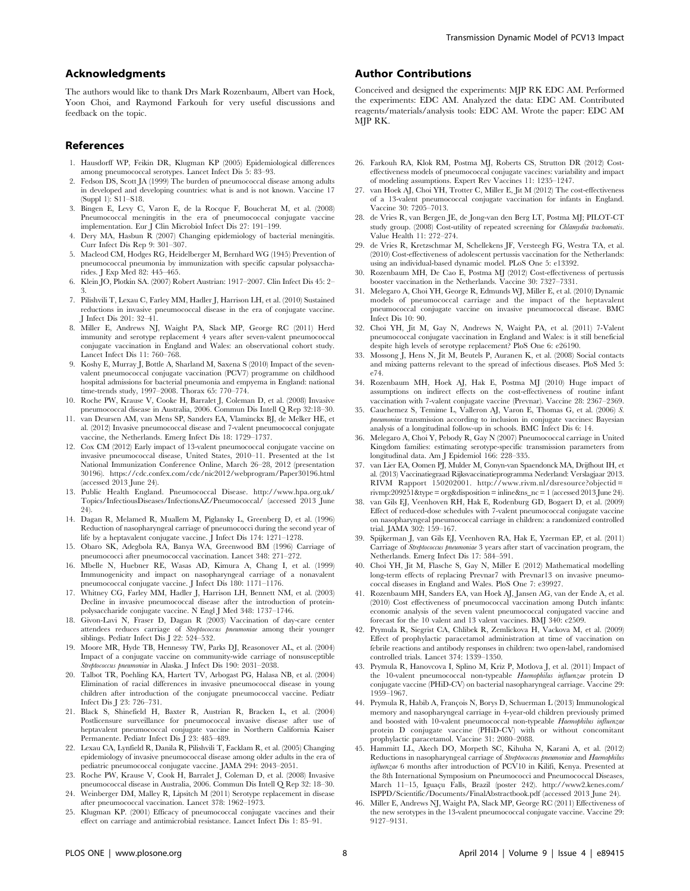## Acknowledgments

The authors would like to thank Drs Mark Rozenbaum, Albert van Hoek, Yoon Choi, and Raymond Farkouh for very useful discussions and feedback on the topic.

## Author Contributions

Conceived and designed the experiments: MJP RK EDC AM. Performed the experiments: EDC AM. Analyzed the data: EDC AM. Contributed reagents/materials/analysis tools: EDC AM. Wrote the paper: EDC AM MJP RK.

## References

1. Hausdorff WP, Feikin DR, Klugman KP (2005) Epidemiological differences among pneumococcal serotypes. Lancet Infect Dis 5: 83–93.
2. Fedson DS, Scott JA (1999) The burden of pneumococcal disease among adults in developed and developing countries: what is and is not known. Vaccine 17 (Suppl 1): S11–S18.
3. Bingen E, Levy C, Varon E, de la Rocque F, Boucherat M, et al. (2008) Pneumococcal meningitis in the era of pneumococcal conjugate vaccine implementation. Eur J Clin Microbiol Infect Dis 27: 191–199.
4. Dery MA, Hasbun R (2007) Changing epidemiology of bacterial meningitis. Curr Infect Dis Rep 9: 301–307.
5. Macleod CM, Hodges RG, Heidelberger M, Bernhard WG (1945) Prevention of pneumococcal pneumonia by immunization with specific capsular polysaccharides. J Exp Med 82: 445–465.
6. Klein JO, Plotkin SA. (2007) Robert Austrian: 1917–2007. Clin Infect Dis 45: 2–3.
7. Pilishvili T, Lexau C, Farley MM, Hadler J, Harrison LH, et al. (2010) Sustained reductions in invasive pneumococcal disease in the era of conjugate vaccine. J Infect Dis 201: 32–41.
8. Miller E, Andrews NJ, Waight PA, Slack MP, George RC (2011) Herd immunity and serotype replacement 4 years after seven-valent pneumococcal conjugate vaccination in England and Wales: an observational cohort study. Lancet Infect Dis 11: 760–768.
9. Koshy E, Murray J, Bottle A, Sharland M, Saxena S (2010) Impact of the seven-valent pneumococcal conjugate vaccination (PCV7) programme on childhood hospital admissions for bacterial pneumonia and empyema in England: national time-trends study, 1997–2008. Thorax 65: 770–774.
10. Roche PW, Krause V, Cooke H, Barralet J, Coleman D, et al. (2008) Invasive pneumococcal disease in Australia, 2006. Commun Dis Intell Q Rep 32:18–30.
11. van Deursen AM, van Mens SP, Sanders EA, Vlaminckx BJ, de Melker HE, et al. (2012) Invasive pneumococcal disease and 7-valent pneumococcal conjugate vaccine, the Netherlands. Emerg Infect Dis 18: 1729–1737.
12. Cox CM (2012) Early impact of 13-valent pneumococcal conjugate vaccine on invasive pneumococcal disease, United States, 2010–11. Presented at the 1st National Immunization Conference Online, March 26–28, 2012 (presentation 30196). https://cdc.confex.com/cdc/nic2012/webprogram/Paper30196.html (accessed 2013 June 24).
13. Public Health England. Pneumococcal Disease. http://www.hpa.org.uk/Topics/InfectiousDiseases/InfectionsAZ/Pneumococcal/ (accessed 2013 June 24).
14. Dagan R, Melamed R, Muallem M, Piglansky L, Greenberg D, et al. (1996) Reduction of nasopharyngeal carriage of pneumococci during the second year of life by a heptavalent conjugate vaccine. J Infect Dis 174: 1271–1278.
15. Obaro SK, Adegbola RA, Banya WA, Greenwood BM (1996) Carriage of pneumococci after pneumococcal vaccination. Lancet 348: 271–272.
16. Mbelle N, Huebner RE, Wasas AD, Kimura A, Chang I, et al. (1999) Immunogenicity and impact on nasopharyngeal carriage of a nonavalent pneumococcal conjugate vaccine. J Infect Dis 180: 1171–1176.
17. Whitney CG, Farley MM, Hadler J, Harrison LH, Bennett NM, et al. (2003) Decline in invasive pneumococcal disease after the introduction of protein-polysaccharide conjugate vaccine. N Engl J Med 348: 1737–1746.
18. Givon-Lavi N, Fraser D, Dagan R (2003) Vaccination of day-care center attendees reduces carriage of *Streptococcus pneumoniae* among their younger siblings. Pediatr Infect Dis J 22: 524–532.
19. Moore MR, Hyde TB, Hennessy TW, Parks DJ, Reasonover AL, et al. (2004) Impact of a conjugate vaccine on community-wide carriage of nonsusceptible *Streptococcus pneumoniae* in Alaska. J Infect Dis 190: 2031–2038.
20. Talbot TR, Poehling KA, Hartert TV, Arbogast PG, Halasa NB, et al. (2004) Elimination of racial differences in invasive pneumococcal disease in young children after introduction of the conjugate pneumococcal vaccine. Pediatr Infect Dis J 23: 726–731.
21. Black S, Shinefield H, Baxter R, Austrian R, Bracken L, et al. (2004) Postlicensure surveillance for pneumococcal invasive disease after use of heptavalent pneumococcal conjugate vaccine in Northern California Kaiser Permanente. Pediatr Infect Dis J 23: 485–489.
22. Lexau CA, Lynfield R, Danila R, Pilishvili T, Facklam R, et al. (2005) Changing epidemiology of invasive pneumococcal disease among older adults in the era of pediatric pneumococcal conjugate vaccine. JAMA 294: 2043–2051.
23. Roche PW, Krause V, Cook H, Barralet J, Coleman D, et al. (2008) Invasive pneumococcal disease in Australia, 2006. Commun Dis Intell Q Rep 32: 18–30.
24. Weinberger DM, Malley R, Lipsitch M (2011) Serotype replacement in disease after pneumococcal vaccination. Lancet 378: 1962–1973.
25. Klugman KP. (2001) Efficacy of pneumococcal conjugate vaccines and their effect on carriage and antimicrobial resistance. Lancet Infect Dis 1: 85–91.
26. Farkouh RA, Klok RM, Postma MJ, Roberts CS, Strutton DR (2012) Cost-effectiveness models of pneumococcal conjugate vaccines: variability and impact of modeling assumptions. Expert Rev Vaccines 11: 1235–1247.
27. van Hoek AJ, Choi YH, Trotter C, Miller E, Jit M (2012) The cost-effectiveness of a 13-valent pneumococcal conjugate vaccination for infants in England. Vaccine 30: 7205–7013.
28. de Vries R, van Bergen JE, de Jong-van den Berg LT, Postma MJ; PILOT-CT study group. (2008) Cost-utility of repeated screening for *Chlamydia trachomatis*. Value Health 11: 272–274.
29. de Vries R, Kretzschmar M, Schellekens JF, Versteegh FG, Westra TA, et al. (2010) Cost-effectiveness of adolescent pertussis vaccination for the Netherlands: using an individual-based dynamic model. PLoS One 5: e13392.
30. Rozenbaum MH, De Cao E, Postma MJ (2012) Cost-effectiveness of pertussis booster vaccination in the Netherlands. Vaccine 30: 7327–7331.
31. Melegaro A, Choi YH, George R, Edmunds WJ, Miller E, et al. (2010) Dynamic models of pneumococcal carriage and the impact of the heptavalent pneumococcal conjugate vaccine on invasive pneumococcal disease. BMC Infect Dis 10: 90.
32. Choi YH, Jit M, Gay N, Andrews N, Waight PA, et al. (2011) 7-Valent pneumococcal conjugate vaccination in England and Wales: is it still beneficial despite high levels of serotype replacement? PloS One 6: e26190.
33. Mossong J, Hens N, Jit M, Beutels P, Auranen K, et al. (2008) Social contacts and mixing patterns relevant to the spread of infectious diseases. PloS Med 5: e74.
34. Rozenbaum MH, Hoek AJ, Hak E, Postma MJ (2010) Huge impact of assumptions on indirect effects on the cost-effectiveness of routine infant vaccination with 7-valent conjugate vaccine (Prevnar). Vaccine 28: 2367–2369.
35. Cauchemez S, Temime L, Valleron AJ, Varon E, Thomas G, et al. (2006) *S. pneumoniae* transmission according to inclusion in conjugate vaccines: Bayesian analysis of a longitudinal follow-up in schools. BMC Infect Dis 6: 14.
36. Melegaro A, Choi Y, Pebody R, Gay N (2007) Pneumococcal carriage in United Kingdom families: estimating serotype-specific transmission parameters from longitudinal data. Am J Epidemiol 166: 228–335.
37. van Lier EA, Oomen PJ, Mulder M, Conyn-van Spaendonck MA, Drijfhout IH, et al. (2013) Vaccinatiegraad Rijksvaccinatieprogramma Nederland: Verslagjaar 2013. RIVM Rapport 150202001. http://www.rivm.nl/dsresource?objectid=rivmp:209251&type=org&disposition=inline&ns_nc=1 (accessed 2013 June 24).
38. van Gils EJ, Veenhoven RH, Hak E, Rodenburg GD, Bogaert D, et al. (2009) Effect of reduced-dose schedules with 7-valent pneumococcal conjugate vaccine on nasopharyngeal pneumococcal carriage in children: a randomized controlled trial. JAMA 302: 159–167.
39. Spijkerman J, van Gils EJ, Veenhoven RA, Hak E, Yzerman EP, et al. (2011) Carriage of *Streptococcus pneumoniae* 3 years after start of vaccination program, the Netherlands. Emerg Infect Dis 17: 584–591.
40. Choi YH, Jit M, Flasche S, Gay N, Miller E (2012) Mathematical modelling long-term effects of replacing Prevnar7 with Prevnar13 on invasive pneumococcal diseases in England and Wales. PloS One 7: e39927.
41. Rozenbaum MH, Sanders EA, van Hoek AJ, Jansen AG, van der Ende A, et al. (2010) Cost effectiveness of pneumococcal vaccination among Dutch infants: economic analysis of the seven valent pneumococcal conjugated vaccine and forecast for the 10 valent and 13 valent vaccines. BMJ 340: c2509.
42. Prymula R, Siegrist CA, Chlibek R, Zemlickova H, Vackova M, et al. (2009) Effect of prophylactic paracetamol administration at time of vaccination on febrile reactions and antibody responses in children: two open-label, randomised controlled trials. Lancet 374: 1339–1350.
43. Prymula R, Hanovcova I, Splino M, Kriz P, Motlova J, et al. (2011) Impact of the 10-valent pneumococcal non-typeable *Haemophilus influenzae* protein D conjugate vaccine (PHiD-CV) on bacterial nasopharyngeal carriage. Vaccine 29: 1959–1967.
44. Prymula R, Habib A, François N, Borys D, Schuerman L (2013) Immunological memory and nasopharyngeal carriage in 4-year-old children previously primed and boosted with 10-valent pneumococcal non-typeable *Haemophilus influenzae* protein D conjugate vaccine (PHiD-CV) with or without concomitant prophylactic paracetamol. Vaccine 31: 2080–2088.
45. Hammitt LL, Akech DO, Morpeth SC, Kihuha N, Karani A, et al. (2012) Reductions in nasopharyngeal carriage of *Streptococcus pneumoniae* and *Haemophilus influenzae* 6 months after introduction of PCV10 in Kilifi, Kenya. Presented at the 8th International Symposium on Pneumococci and Pneumococcal Diseases, March 11–15, Iguaçu Falls, Brazil (poster 242). http://www2.kenes.com/ISPPD/Scientific/Documents/FinalAbstractbook.pdf (accessed 2013 June 24).
46. Miller E, Andrews NJ, Waight PA, Slack MP, George RC (2011) Effectiveness of the new serotypes in the 13-valent pneumococcal conjugate vaccine. Vaccine 29: 9127–9131.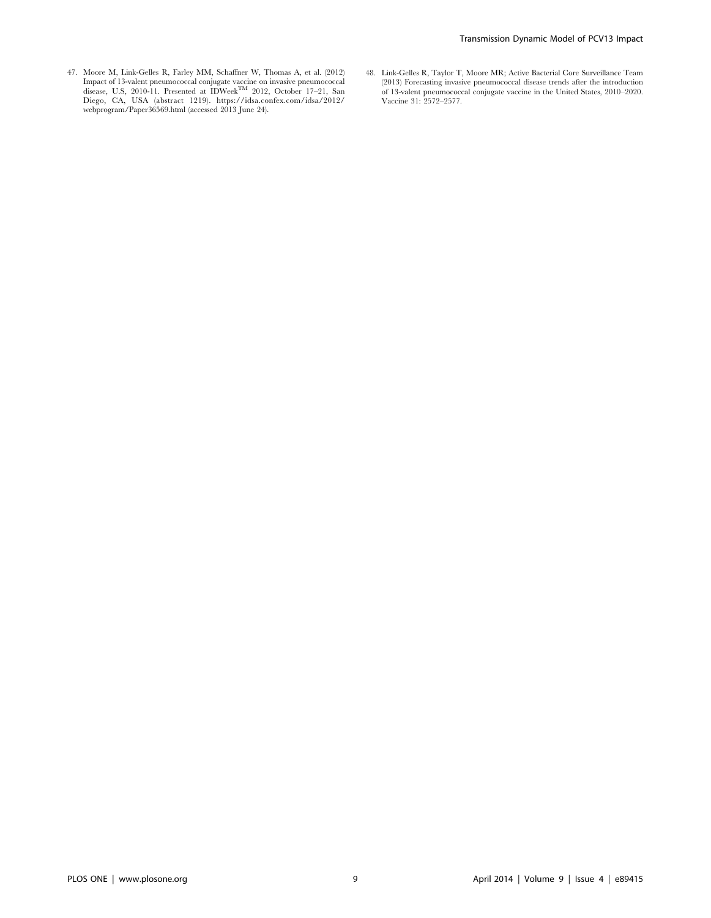47. Moore M, Link-Gelles R, Farley MM, Schaffner W, Thomas A, et al. (2012) Impact of 13-valent pneumococcal conjugate vaccine on invasive pneumococcal disease, U.S, 2010-11. Presented at IDWeek$^{TM}$ 2012, October 17–21, San Diego, CA, USA (abstract 1219). https://idsa.confex.com/idsa/2012/webprogram/Paper36569.html (accessed 2013 June 24).

48. Link-Gelles R, Taylor T, Moore MR; Active Bacterial Core Surveillance Team (2013) Forecasting invasive pneumococcal disease trends after the introduction of 13-valent pneumococcal conjugate vaccine in the United States, 2010–2020. Vaccine 31: 2572–2577.